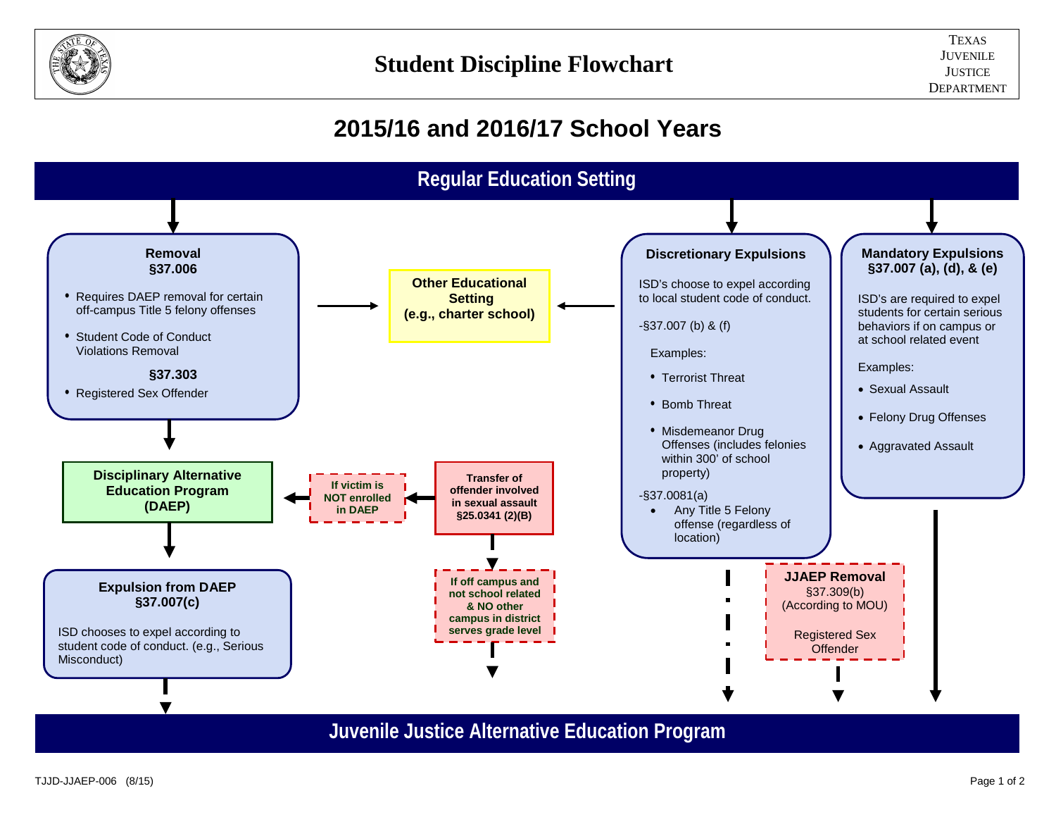# Student Discipline Flowchart

TEXAS JUVENILE JUSTICE DEPARTMENT

## 2015/16 and 2016/17 School Years

## Regular Education Setting

**Removal**
**§37.006**

- Requires DAEP removal for certain off-campus Title 5 felony offenses
- Student Code of Conduct Violations Removal

**§37.303**

- Registered Sex Offender

**Other Educational Setting (e.g., charter school)**

**Discretionary Expulsions**

ISD's choose to expel according to local student code of conduct.

-§37.007 (b) & (f)

Examples:

- Terrorist Threat
- Bomb Threat
- Misdemeanor Drug Offenses (includes felonies within 300' of school property)

-§37.0081(a)

- Any Title 5 Felony offense (regardless of location)

**Mandatory Expulsions**
**§37.007 (a), (d), & (e)**

ISD's are required to expel students for certain serious behaviors if on campus or at school related event

Examples:

- Sexual Assault
- Felony Drug Offenses
- Aggravated Assault

**Disciplinary Alternative Education Program (DAEP)**

**If victim is NOT enrolled in DAEP**

**Transfer of offender involved in sexual assault §25.0341 (2)(B)**

**If off campus and not school related & NO other campus in district serves grade level**

**Expulsion from DAEP**
**§37.007(c)**

ISD chooses to expel according to student code of conduct. (e.g., Serious Misconduct)

**JJAEP Removal**
§37.309(b)
(According to MOU)

Registered Sex Offender

## Juvenile Justice Alternative Education Program

TJJD-JJAEP-006 (8/15)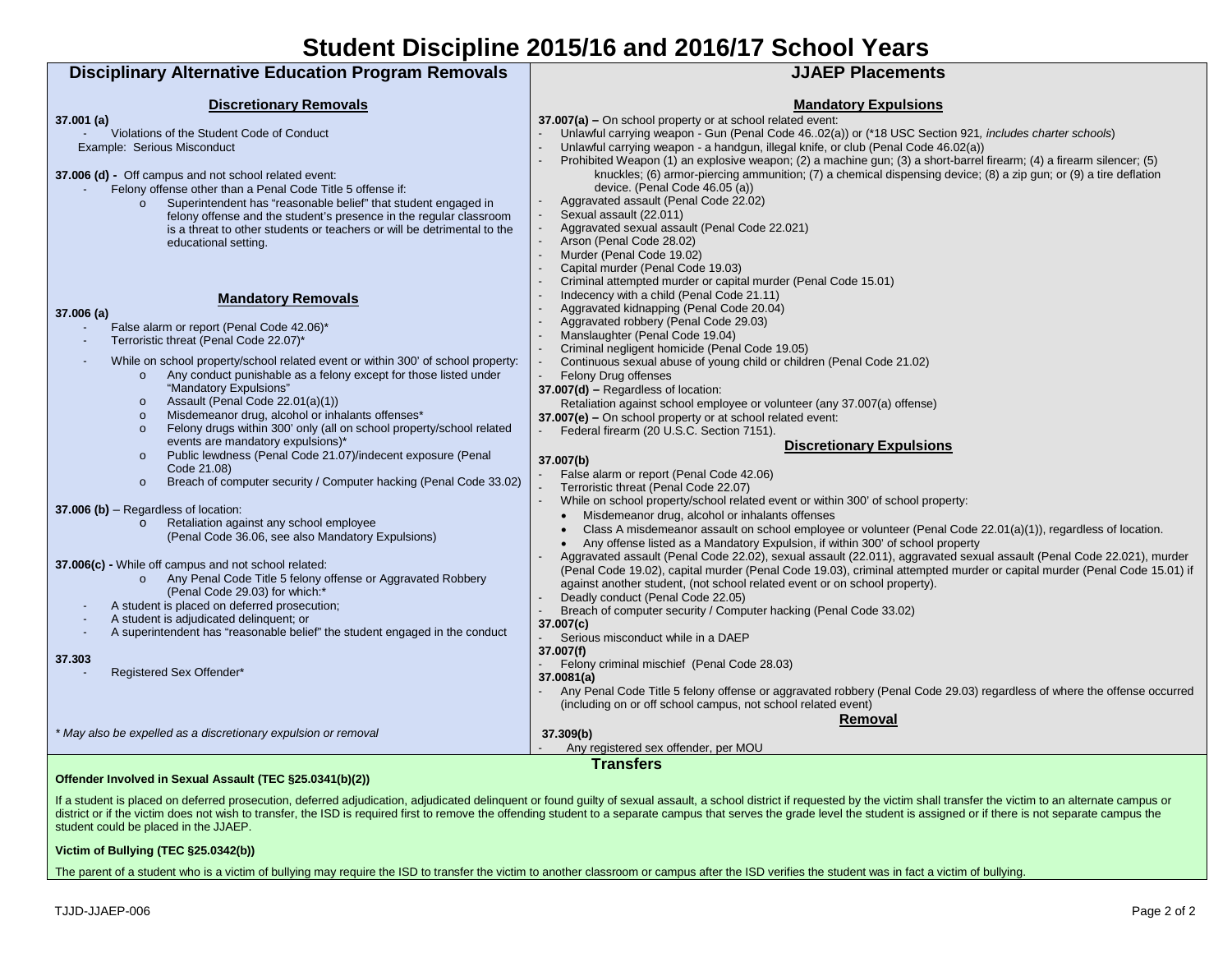# Student Discipline 2015/16 and 2016/17 School Years

## Disciplinary Alternative Education Program Removals

### Discretionary Removals

**37.001 (a)**

- Violations of the Student Code of Conduct

Example: Serious Misconduct

**37.006 (d) -** Off campus and not school related event:

- Felony offense other than a Penal Code Title 5 offense if:
  - Superintendent has "reasonable belief" that student engaged in felony offense and the student's presence in the regular classroom is a threat to other students or teachers or will be detrimental to the educational setting.

### Mandatory Removals

**37.006 (a)**

- False alarm or report (Penal Code 42.06)*
- Terroristic threat (Penal Code 22.07)*
- While on school property/school related event or within 300' of school property:
  - Any conduct punishable as a felony except for those listed under "Mandatory Expulsions"
  - Assault (Penal Code 22.01(a)(1))
  - Misdemeanor drug, alcohol or inhalants offenses*
  - Felony drugs within 300' only (all on school property/school related events are mandatory expulsions)*
  - Public lewdness (Penal Code 21.07)/indecent exposure (Penal Code 21.08)
  - Breach of computer security / Computer hacking (Penal Code 33.02)

**37.006 (b)** – Regardless of location:

- Retaliation against any school employee (Penal Code 36.06, see also Mandatory Expulsions)

**37.006(c) -** While off campus and not school related:

- Any Penal Code Title 5 felony offense or Aggravated Robbery (Penal Code 29.03) for which:*
- A student is placed on deferred prosecution;
- A student is adjudicated delinquent; or
- A superintendent has "reasonable belief" the student engaged in the conduct

**37.303**

- Registered Sex Offender*

*\* May also be expelled as a discretionary expulsion or removal*

## JJAEP Placements

### Mandatory Expulsions

**37.007(a) –** On school property or at school related event:

- Unlawful carrying weapon - Gun (Penal Code 46..02(a)) or (*18 USC Section 921, *includes charter schools*)
- Unlawful carrying weapon - a handgun, illegal knife, or club (Penal Code 46.02(a))
- Prohibited Weapon (1) an explosive weapon; (2) a machine gun; (3) a short-barrel firearm; (4) a firearm silencer; (5) knuckles; (6) armor-piercing ammunition; (7) a chemical dispensing device; (8) a zip gun; or (9) a tire deflation device. (Penal Code 46.05 (a))
- Aggravated assault (Penal Code 22.02)
- Sexual assault (22.011)
- Aggravated sexual assault (Penal Code 22.021)
- Arson (Penal Code 28.02)
- Murder (Penal Code 19.02)
- Capital murder (Penal Code 19.03)
- Criminal attempted murder or capital murder (Penal Code 15.01)
- Indecency with a child (Penal Code 21.11)
- Aggravated kidnapping (Penal Code 20.04)
- Aggravated robbery (Penal Code 29.03)
- Manslaughter (Penal Code 19.04)
- Criminal negligent homicide (Penal Code 19.05)
- Continuous sexual abuse of young child or children (Penal Code 21.02)
- Felony Drug offenses

**37.007(d) –** Regardless of location:

Retaliation against school employee or volunteer (any 37.007(a) offense)

**37.007(e) –** On school property or at school related event:

- Federal firearm (20 U.S.C. Section 7151).

### Discretionary Expulsions

**37.007(b)**

- False alarm or report (Penal Code 42.06)
- Terroristic threat (Penal Code 22.07)
- While on school property/school related event or within 300' of school property:
  - Misdemeanor drug, alcohol or inhalants offenses
  - Class A misdemeanor assault on school employee or volunteer (Penal Code 22.01(a)(1)), regardless of location.
  - Any offense listed as a Mandatory Expulsion, if within 300' of school property
- Aggravated assault (Penal Code 22.02), sexual assault (22.011), aggravated sexual assault (Penal Code 22.021), murder (Penal Code 19.02), capital murder (Penal Code 19.03), criminal attempted murder or capital murder (Penal Code 15.01) if against another student, (not school related event or on school property).
- Deadly conduct (Penal Code 22.05)
- Breach of computer security / Computer hacking (Penal Code 33.02)

**37.007(c)**

- Serious misconduct while in a DAEP

**37.007(f)**

- Felony criminal mischief (Penal Code 28.03)

**37.0081(a)**

- Any Penal Code Title 5 felony offense or aggravated robbery (Penal Code 29.03) regardless of where the offense occurred (including on or off school campus, not school related event)

### Removal

**37.309(b)**

- Any registered sex offender, per MOU

## Transfers

**Offender Involved in Sexual Assault (TEC §25.0341(b)(2))**

If a student is placed on deferred prosecution, deferred adjudication, adjudicated delinquent or found guilty of sexual assault, a school district if requested by the victim shall transfer the victim to an alternate campus or district or if the victim does not wish to transfer, the ISD is required first to remove the offending student to a separate campus that serves the grade level the student is assigned or if there is not separate campus the student could be placed in the JJAEP.

**Victim of Bullying (TEC §25.0342(b))**

The parent of a student who is a victim of bullying may require the ISD to transfer the victim to another classroom or campus after the ISD verifies the student was in fact a victim of bullying.

TJJD-JJAEP-006